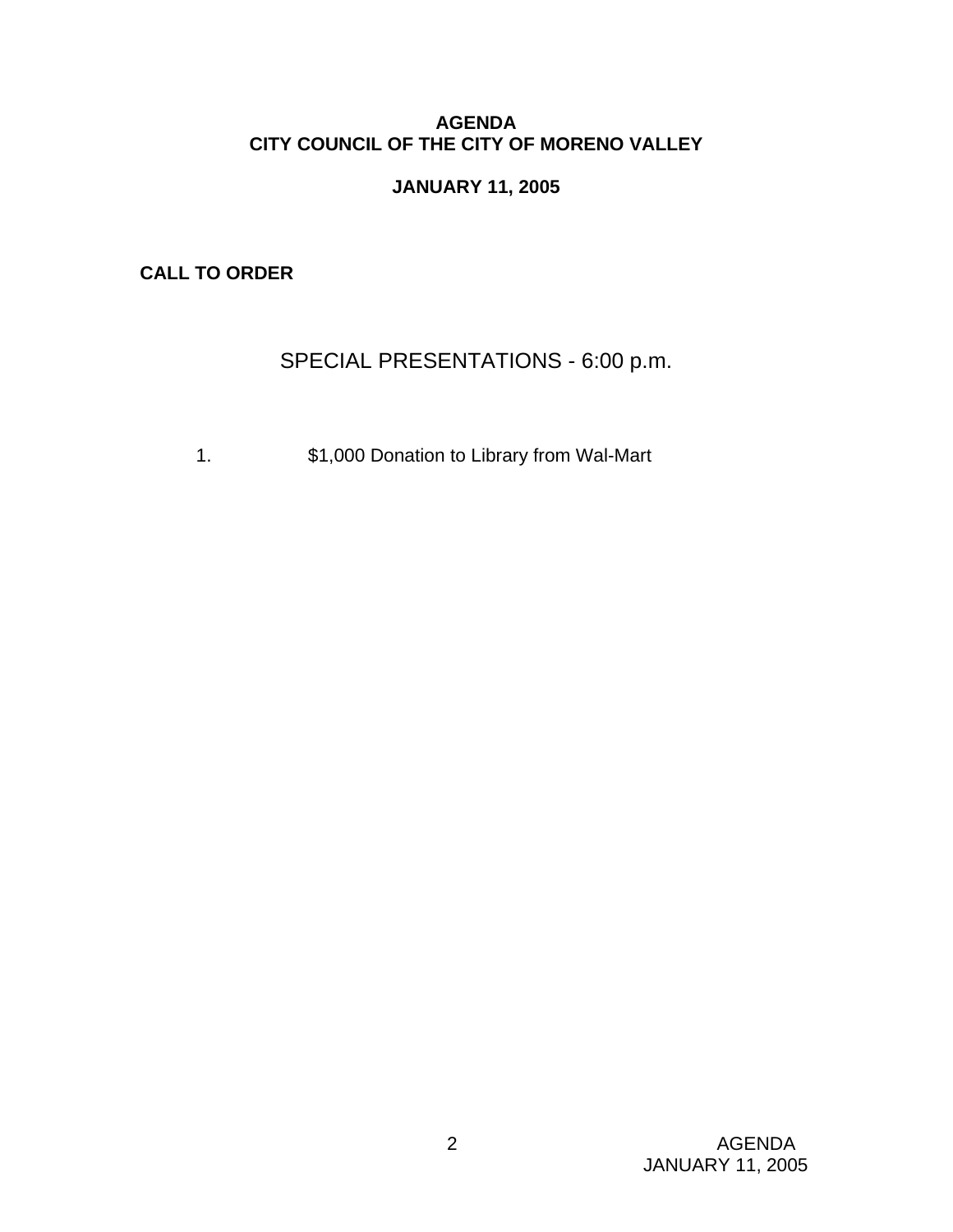# AGENDA
# CITY COUNCIL OF THE CITY OF MORENO VALLEY

## JANUARY 11, 2005

**CALL TO ORDER**

## SPECIAL PRESENTATIONS - 6:00 p.m.

1. $1,000 Donation to Library from Wal-Mart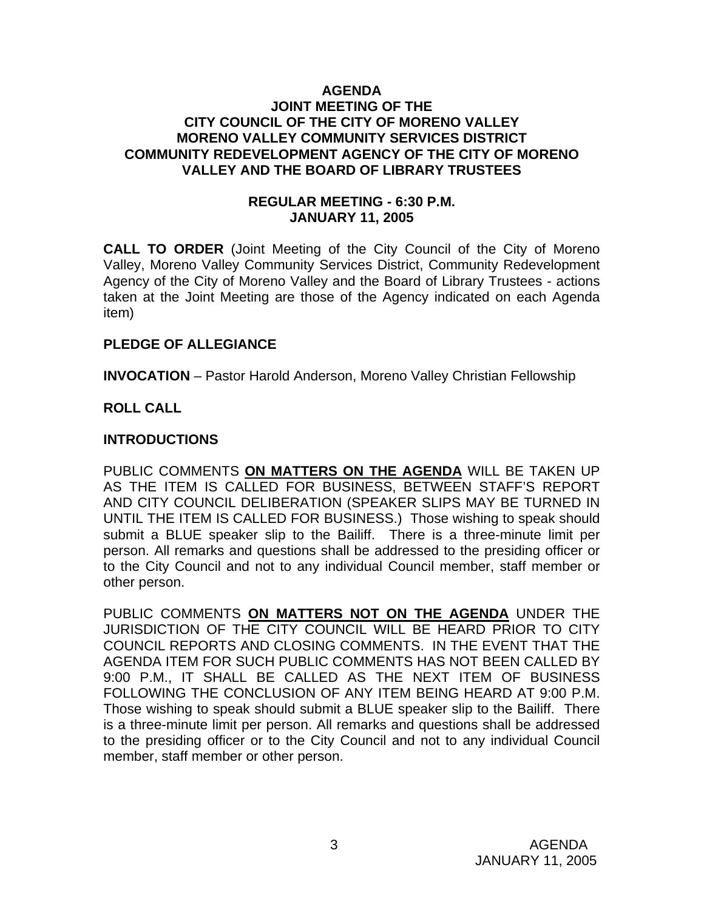**AGENDA**
**JOINT MEETING OF THE**
**CITY COUNCIL OF THE CITY OF MORENO VALLEY**
**MORENO VALLEY COMMUNITY SERVICES DISTRICT**
**COMMUNITY REDEVELOPMENT AGENCY OF THE CITY OF MORENO VALLEY AND THE BOARD OF LIBRARY TRUSTEES**

**REGULAR MEETING - 6:30 P.M.**
**JANUARY 11, 2005**

**CALL TO ORDER** (Joint Meeting of the City Council of the City of Moreno Valley, Moreno Valley Community Services District, Community Redevelopment Agency of the City of Moreno Valley and the Board of Library Trustees - actions taken at the Joint Meeting are those of the Agency indicated on each Agenda item)

**PLEDGE OF ALLEGIANCE**

**INVOCATION** – Pastor Harold Anderson, Moreno Valley Christian Fellowship

**ROLL CALL**

**INTRODUCTIONS**

PUBLIC COMMENTS **ON MATTERS ON THE AGENDA** WILL BE TAKEN UP AS THE ITEM IS CALLED FOR BUSINESS, BETWEEN STAFF'S REPORT AND CITY COUNCIL DELIBERATION (SPEAKER SLIPS MAY BE TURNED IN UNTIL THE ITEM IS CALLED FOR BUSINESS.) Those wishing to speak should submit a BLUE speaker slip to the Bailiff. There is a three-minute limit per person. All remarks and questions shall be addressed to the presiding officer or to the City Council and not to any individual Council member, staff member or other person.

PUBLIC COMMENTS **ON MATTERS NOT ON THE AGENDA** UNDER THE JURISDICTION OF THE CITY COUNCIL WILL BE HEARD PRIOR TO CITY COUNCIL REPORTS AND CLOSING COMMENTS. IN THE EVENT THAT THE AGENDA ITEM FOR SUCH PUBLIC COMMENTS HAS NOT BEEN CALLED BY 9:00 P.M., IT SHALL BE CALLED AS THE NEXT ITEM OF BUSINESS FOLLOWING THE CONCLUSION OF ANY ITEM BEING HEARD AT 9:00 P.M. Those wishing to speak should submit a BLUE speaker slip to the Bailiff. There is a three-minute limit per person. All remarks and questions shall be addressed to the presiding officer or to the City Council and not to any individual Council member, staff member or other person.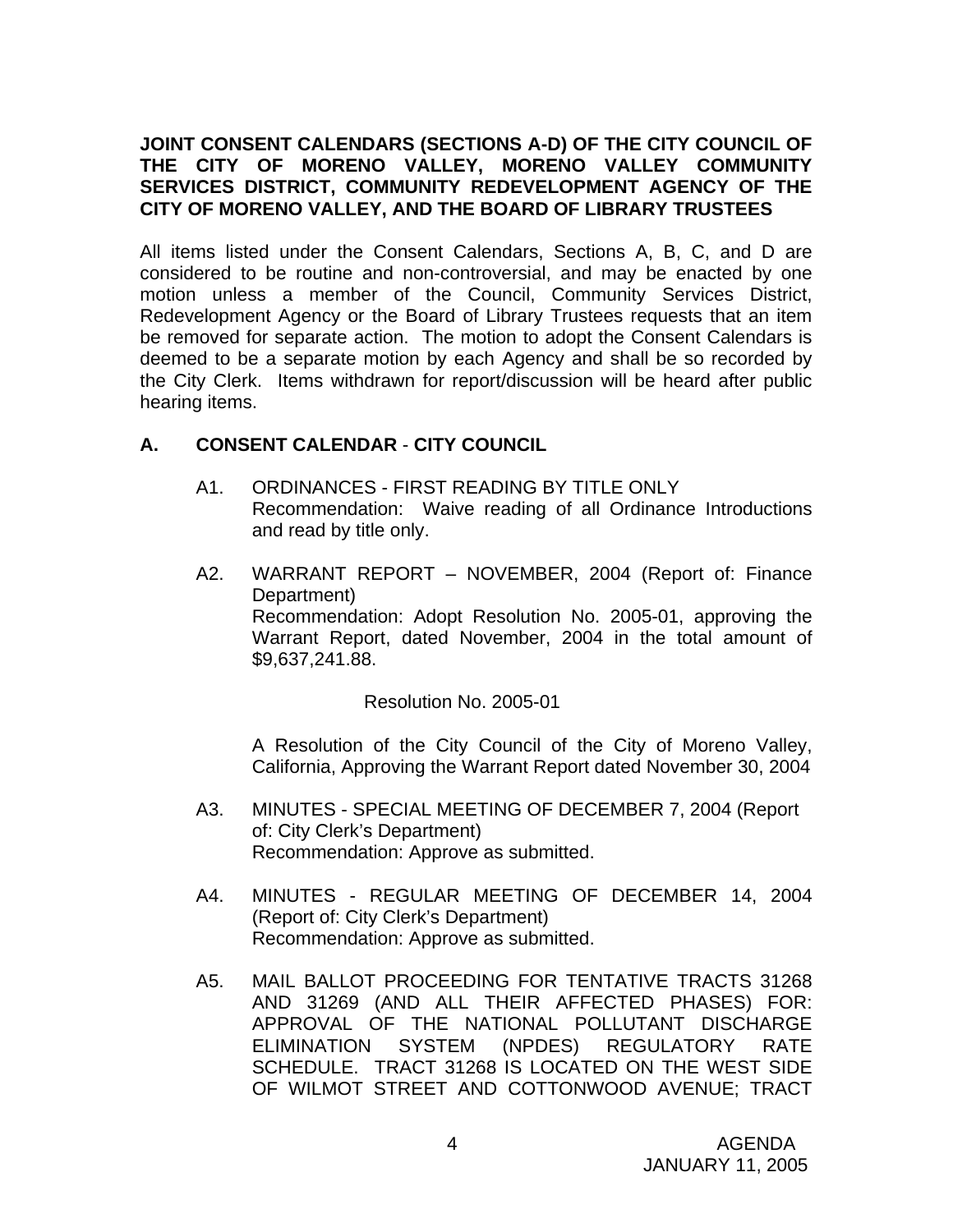**JOINT CONSENT CALENDARS (SECTIONS A-D) OF THE CITY COUNCIL OF THE CITY OF MORENO VALLEY, MORENO VALLEY COMMUNITY SERVICES DISTRICT, COMMUNITY REDEVELOPMENT AGENCY OF THE CITY OF MORENO VALLEY, AND THE BOARD OF LIBRARY TRUSTEES**

All items listed under the Consent Calendars, Sections A, B, C, and D are considered to be routine and non-controversial, and may be enacted by one motion unless a member of the Council, Community Services District, Redevelopment Agency or the Board of Library Trustees requests that an item be removed for separate action. The motion to adopt the Consent Calendars is deemed to be a separate motion by each Agency and shall be so recorded by the City Clerk. Items withdrawn for report/discussion will be heard after public hearing items.

## A. CONSENT CALENDAR - CITY COUNCIL

A1. ORDINANCES - FIRST READING BY TITLE ONLY
Recommendation: Waive reading of all Ordinance Introductions and read by title only.

A2. WARRANT REPORT – NOVEMBER, 2004 (Report of: Finance Department)
Recommendation: Adopt Resolution No. 2005-01, approving the Warrant Report, dated November, 2004 in the total amount of $9,637,241.88.

Resolution No. 2005-01

A Resolution of the City Council of the City of Moreno Valley, California, Approving the Warrant Report dated November 30, 2004

A3. MINUTES - SPECIAL MEETING OF DECEMBER 7, 2004 (Report of: City Clerk's Department)
Recommendation: Approve as submitted.

A4. MINUTES - REGULAR MEETING OF DECEMBER 14, 2004 (Report of: City Clerk's Department)
Recommendation: Approve as submitted.

A5. MAIL BALLOT PROCEEDING FOR TENTATIVE TRACTS 31268 AND 31269 (AND ALL THEIR AFFECTED PHASES) FOR: APPROVAL OF THE NATIONAL POLLUTANT DISCHARGE ELIMINATION SYSTEM (NPDES) REGULATORY RATE SCHEDULE. TRACT 31268 IS LOCATED ON THE WEST SIDE OF WILMOT STREET AND COTTONWOOD AVENUE; TRACT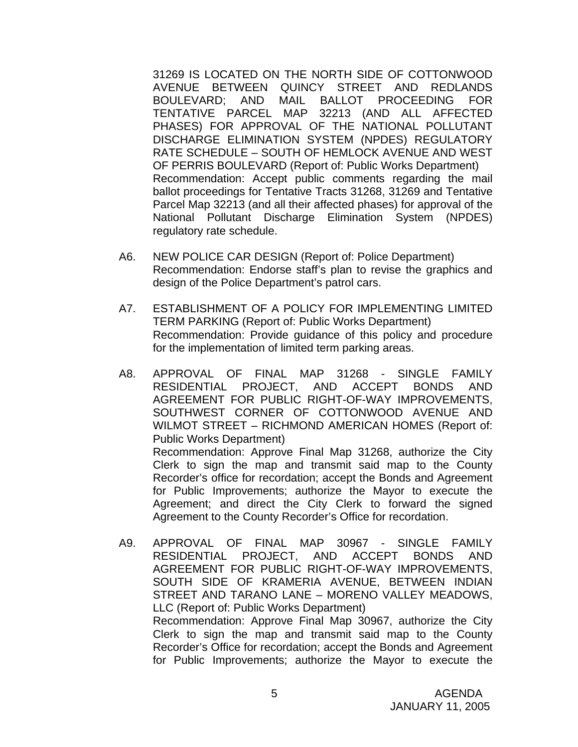31269 IS LOCATED ON THE NORTH SIDE OF COTTONWOOD AVENUE BETWEEN QUINCY STREET AND REDLANDS BOULEVARD; AND MAIL BALLOT PROCEEDING FOR TENTATIVE PARCEL MAP 32213 (AND ALL AFFECTED PHASES) FOR APPROVAL OF THE NATIONAL POLLUTANT DISCHARGE ELIMINATION SYSTEM (NPDES) REGULATORY RATE SCHEDULE – SOUTH OF HEMLOCK AVENUE AND WEST OF PERRIS BOULEVARD (Report of: Public Works Department)
Recommendation: Accept public comments regarding the mail ballot proceedings for Tentative Tracts 31268, 31269 and Tentative Parcel Map 32213 (and all their affected phases) for approval of the National Pollutant Discharge Elimination System (NPDES) regulatory rate schedule.

A6. NEW POLICE CAR DESIGN (Report of: Police Department)
Recommendation: Endorse staff's plan to revise the graphics and design of the Police Department's patrol cars.

A7. ESTABLISHMENT OF A POLICY FOR IMPLEMENTING LIMITED TERM PARKING (Report of: Public Works Department)
Recommendation: Provide guidance of this policy and procedure for the implementation of limited term parking areas.

A8. APPROVAL OF FINAL MAP 31268 - SINGLE FAMILY RESIDENTIAL PROJECT, AND ACCEPT BONDS AND AGREEMENT FOR PUBLIC RIGHT-OF-WAY IMPROVEMENTS, SOUTHWEST CORNER OF COTTONWOOD AVENUE AND WILMOT STREET – RICHMOND AMERICAN HOMES (Report of: Public Works Department)
Recommendation: Approve Final Map 31268, authorize the City Clerk to sign the map and transmit said map to the County Recorder's office for recordation; accept the Bonds and Agreement for Public Improvements; authorize the Mayor to execute the Agreement; and direct the City Clerk to forward the signed Agreement to the County Recorder's Office for recordation.

A9. APPROVAL OF FINAL MAP 30967 - SINGLE FAMILY RESIDENTIAL PROJECT, AND ACCEPT BONDS AND AGREEMENT FOR PUBLIC RIGHT-OF-WAY IMPROVEMENTS, SOUTH SIDE OF KRAMERIA AVENUE, BETWEEN INDIAN STREET AND TARANO LANE – MORENO VALLEY MEADOWS, LLC (Report of: Public Works Department)
Recommendation: Approve Final Map 30967, authorize the City Clerk to sign the map and transmit said map to the County Recorder's Office for recordation; accept the Bonds and Agreement for Public Improvements; authorize the Mayor to execute the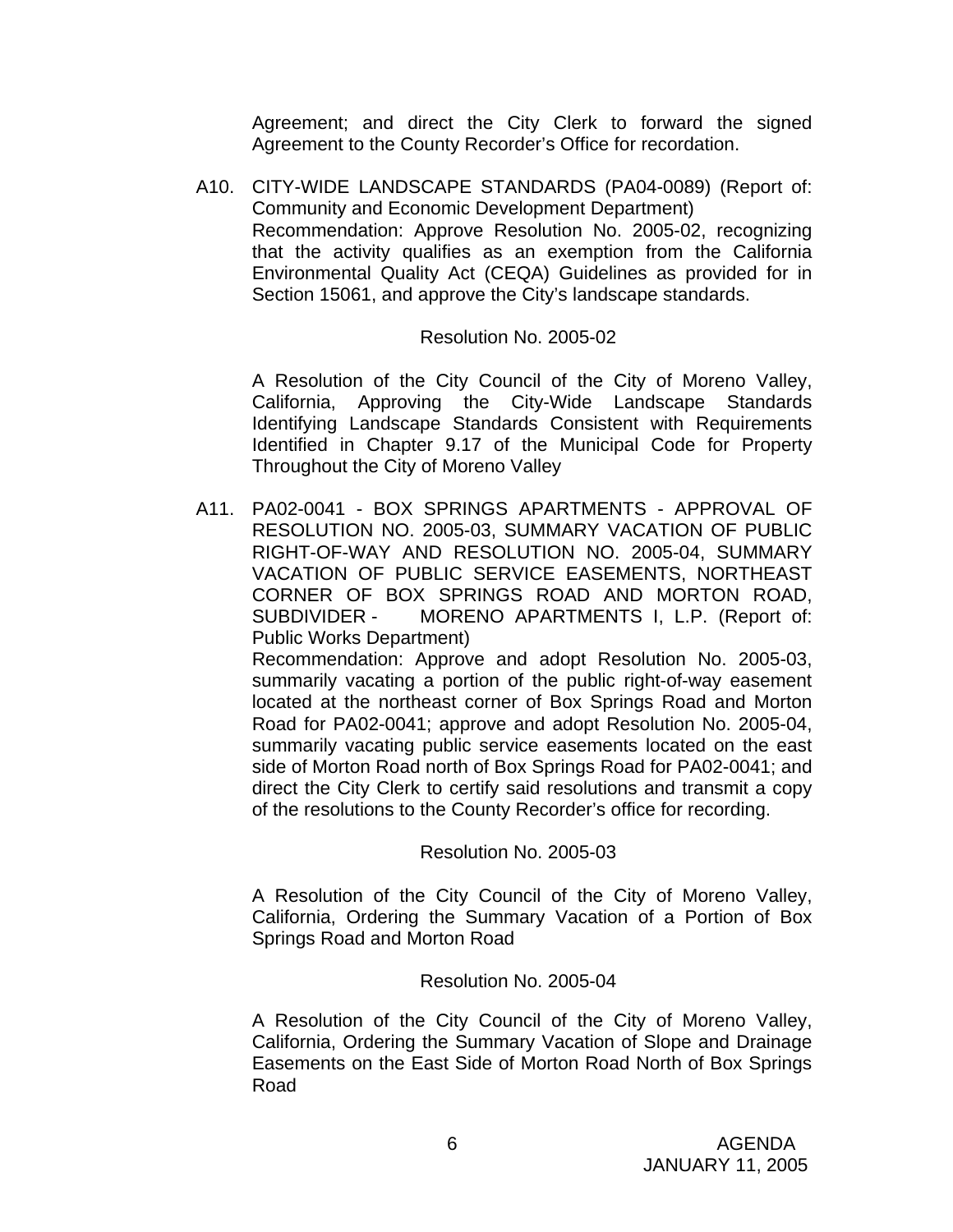Agreement; and direct the City Clerk to forward the signed Agreement to the County Recorder's Office for recordation.

A10. CITY-WIDE LANDSCAPE STANDARDS (PA04-0089) (Report of: Community and Economic Development Department)
Recommendation: Approve Resolution No. 2005-02, recognizing that the activity qualifies as an exemption from the California Environmental Quality Act (CEQA) Guidelines as provided for in Section 15061, and approve the City's landscape standards.

Resolution No. 2005-02

A Resolution of the City Council of the City of Moreno Valley, California, Approving the City-Wide Landscape Standards Identifying Landscape Standards Consistent with Requirements Identified in Chapter 9.17 of the Municipal Code for Property Throughout the City of Moreno Valley

A11. PA02-0041 - BOX SPRINGS APARTMENTS - APPROVAL OF RESOLUTION NO. 2005-03, SUMMARY VACATION OF PUBLIC RIGHT-OF-WAY AND RESOLUTION NO. 2005-04, SUMMARY VACATION OF PUBLIC SERVICE EASEMENTS, NORTHEAST CORNER OF BOX SPRINGS ROAD AND MORTON ROAD, SUBDIVIDER - MORENO APARTMENTS I, L.P. (Report of: Public Works Department)
Recommendation: Approve and adopt Resolution No. 2005-03, summarily vacating a portion of the public right-of-way easement located at the northeast corner of Box Springs Road and Morton Road for PA02-0041; approve and adopt Resolution No. 2005-04, summarily vacating public service easements located on the east side of Morton Road north of Box Springs Road for PA02-0041; and direct the City Clerk to certify said resolutions and transmit a copy of the resolutions to the County Recorder's office for recording.

Resolution No. 2005-03

A Resolution of the City Council of the City of Moreno Valley, California, Ordering the Summary Vacation of a Portion of Box Springs Road and Morton Road

Resolution No. 2005-04

A Resolution of the City Council of the City of Moreno Valley, California, Ordering the Summary Vacation of Slope and Drainage Easements on the East Side of Morton Road North of Box Springs Road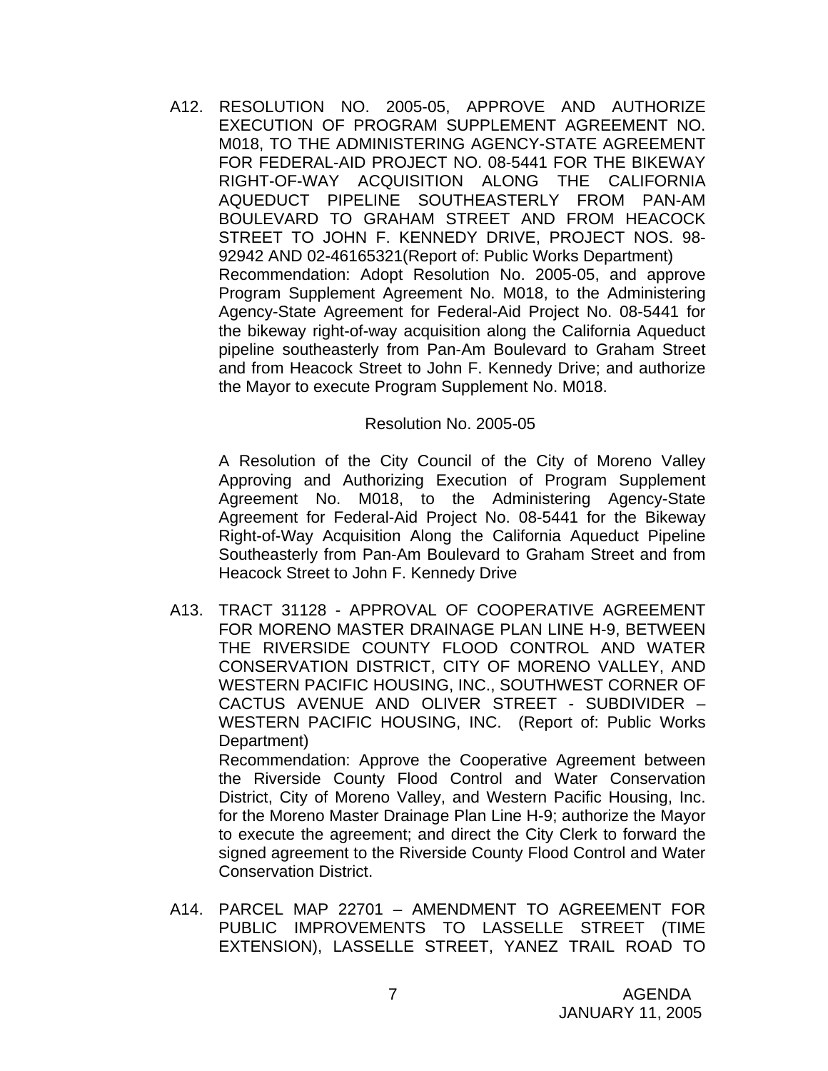A12. RESOLUTION NO. 2005-05, APPROVE AND AUTHORIZE EXECUTION OF PROGRAM SUPPLEMENT AGREEMENT NO. M018, TO THE ADMINISTERING AGENCY-STATE AGREEMENT FOR FEDERAL-AID PROJECT NO. 08-5441 FOR THE BIKEWAY RIGHT-OF-WAY ACQUISITION ALONG THE CALIFORNIA AQUEDUCT PIPELINE SOUTHEASTERLY FROM PAN-AM BOULEVARD TO GRAHAM STREET AND FROM HEACOCK STREET TO JOHN F. KENNEDY DRIVE, PROJECT NOS. 98-92942 AND 02-46165321(Report of: Public Works Department)

Recommendation: Adopt Resolution No. 2005-05, and approve Program Supplement Agreement No. M018, to the Administering Agency-State Agreement for Federal-Aid Project No. 08-5441 for the bikeway right-of-way acquisition along the California Aqueduct pipeline southeasterly from Pan-Am Boulevard to Graham Street and from Heacock Street to John F. Kennedy Drive; and authorize the Mayor to execute Program Supplement No. M018.

Resolution No. 2005-05

A Resolution of the City Council of the City of Moreno Valley Approving and Authorizing Execution of Program Supplement Agreement No. M018, to the Administering Agency-State Agreement for Federal-Aid Project No. 08-5441 for the Bikeway Right-of-Way Acquisition Along the California Aqueduct Pipeline Southeasterly from Pan-Am Boulevard to Graham Street and from Heacock Street to John F. Kennedy Drive

A13. TRACT 31128 - APPROVAL OF COOPERATIVE AGREEMENT FOR MORENO MASTER DRAINAGE PLAN LINE H-9, BETWEEN THE RIVERSIDE COUNTY FLOOD CONTROL AND WATER CONSERVATION DISTRICT, CITY OF MORENO VALLEY, AND WESTERN PACIFIC HOUSING, INC., SOUTHWEST CORNER OF CACTUS AVENUE AND OLIVER STREET - SUBDIVIDER – WESTERN PACIFIC HOUSING, INC. (Report of: Public Works Department)

Recommendation: Approve the Cooperative Agreement between the Riverside County Flood Control and Water Conservation District, City of Moreno Valley, and Western Pacific Housing, Inc. for the Moreno Master Drainage Plan Line H-9; authorize the Mayor to execute the agreement; and direct the City Clerk to forward the signed agreement to the Riverside County Flood Control and Water Conservation District.

A14. PARCEL MAP 22701 – AMENDMENT TO AGREEMENT FOR PUBLIC IMPROVEMENTS TO LASSELLE STREET (TIME EXTENSION), LASSELLE STREET, YANEZ TRAIL ROAD TO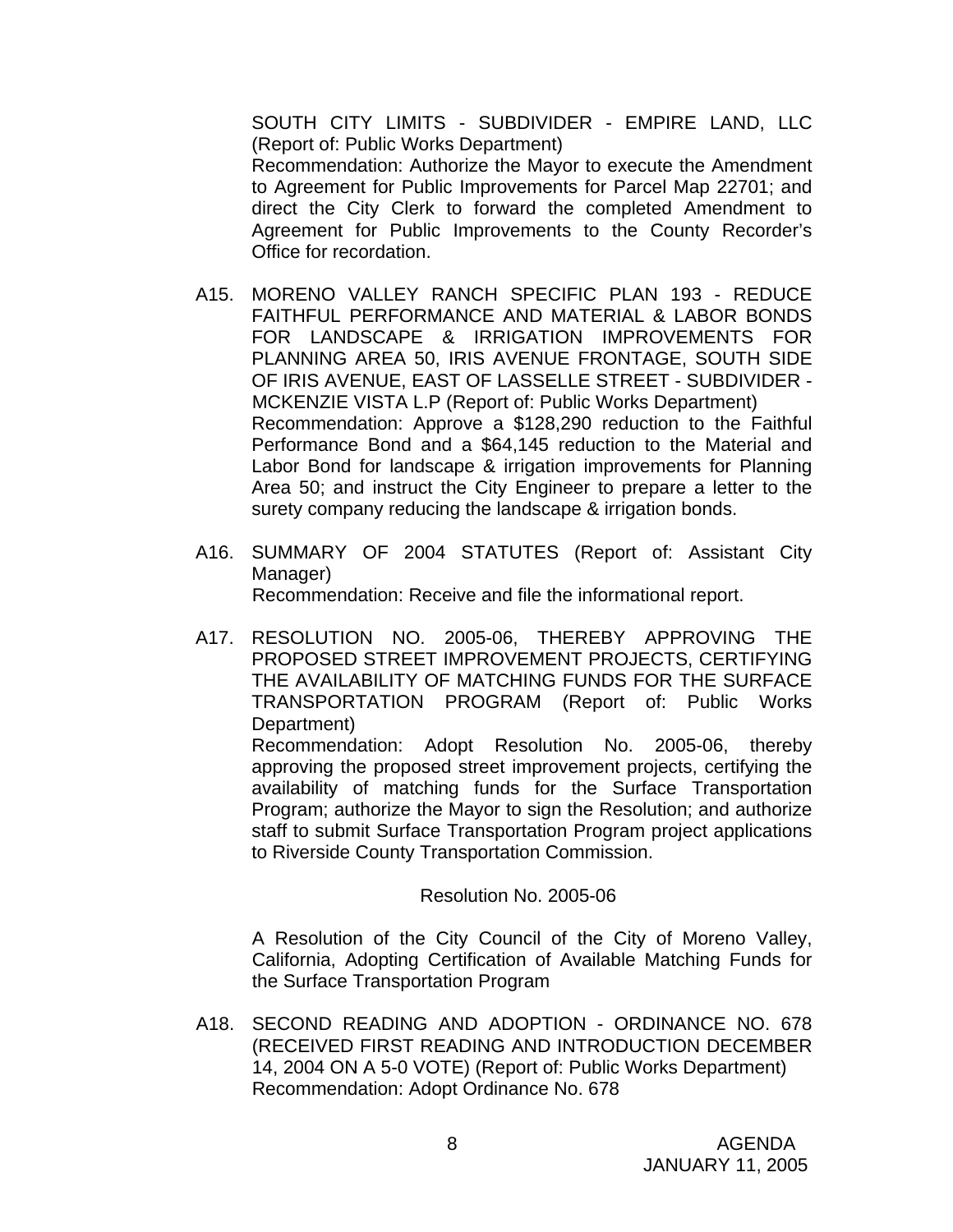SOUTH CITY LIMITS - SUBDIVIDER - EMPIRE LAND, LLC (Report of: Public Works Department)
Recommendation: Authorize the Mayor to execute the Amendment to Agreement for Public Improvements for Parcel Map 22701; and direct the City Clerk to forward the completed Amendment to Agreement for Public Improvements to the County Recorder's Office for recordation.

A15. MORENO VALLEY RANCH SPECIFIC PLAN 193 - REDUCE FAITHFUL PERFORMANCE AND MATERIAL & LABOR BONDS FOR LANDSCAPE & IRRIGATION IMPROVEMENTS FOR PLANNING AREA 50, IRIS AVENUE FRONTAGE, SOUTH SIDE OF IRIS AVENUE, EAST OF LASSELLE STREET - SUBDIVIDER - MCKENZIE VISTA L.P (Report of: Public Works Department)
Recommendation: Approve a $128,290 reduction to the Faithful Performance Bond and a $64,145 reduction to the Material and Labor Bond for landscape & irrigation improvements for Planning Area 50; and instruct the City Engineer to prepare a letter to the surety company reducing the landscape & irrigation bonds.

A16. SUMMARY OF 2004 STATUTES (Report of: Assistant City Manager)
Recommendation: Receive and file the informational report.

A17. RESOLUTION NO. 2005-06, THEREBY APPROVING THE PROPOSED STREET IMPROVEMENT PROJECTS, CERTIFYING THE AVAILABILITY OF MATCHING FUNDS FOR THE SURFACE TRANSPORTATION PROGRAM (Report of: Public Works Department)
Recommendation: Adopt Resolution No. 2005-06, thereby approving the proposed street improvement projects, certifying the availability of matching funds for the Surface Transportation Program; authorize the Mayor to sign the Resolution; and authorize staff to submit Surface Transportation Program project applications to Riverside County Transportation Commission.

Resolution No. 2005-06

A Resolution of the City Council of the City of Moreno Valley, California, Adopting Certification of Available Matching Funds for the Surface Transportation Program

A18. SECOND READING AND ADOPTION - ORDINANCE NO. 678 (RECEIVED FIRST READING AND INTRODUCTION DECEMBER 14, 2004 ON A 5-0 VOTE) (Report of: Public Works Department)
Recommendation: Adopt Ordinance No. 678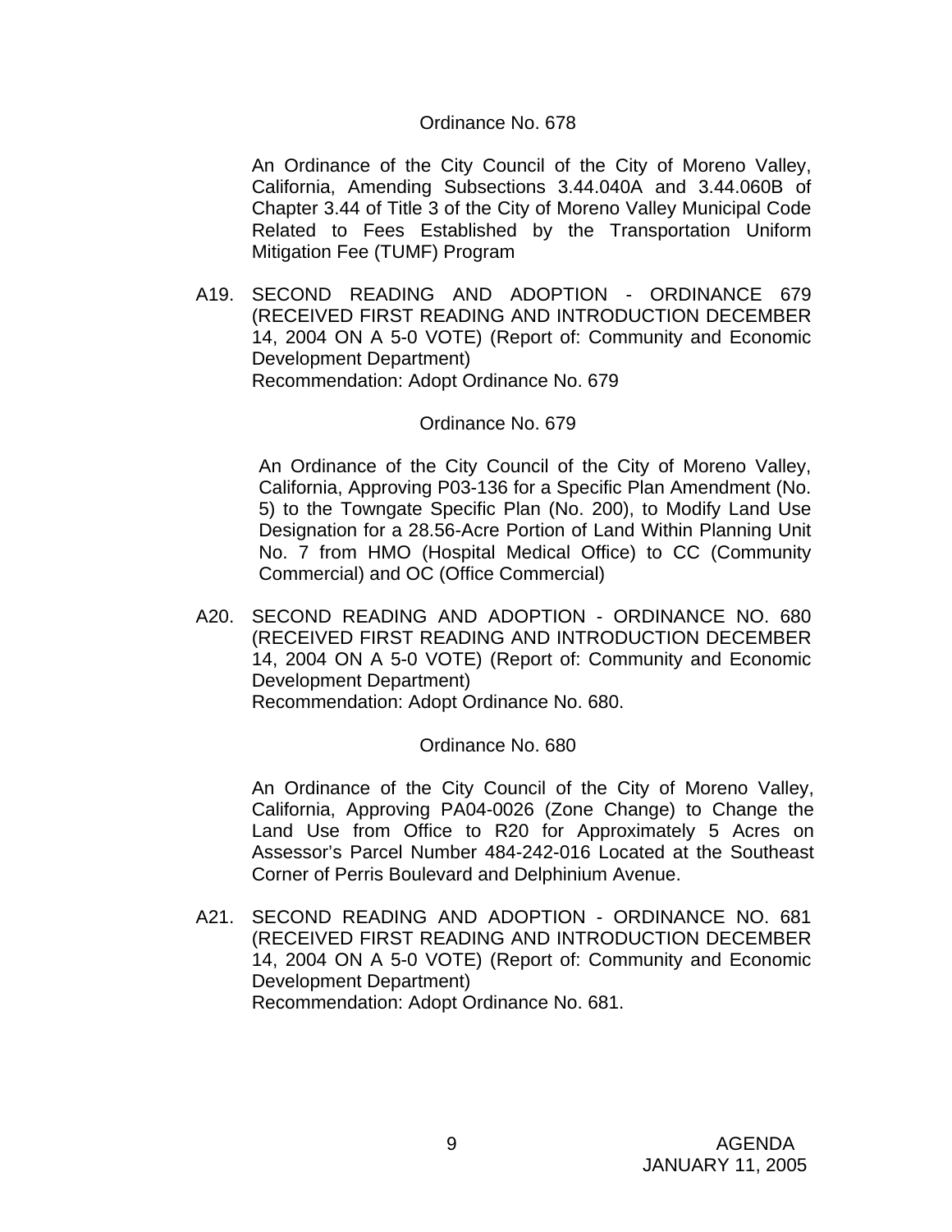Ordinance No. 678

An Ordinance of the City Council of the City of Moreno Valley, California, Amending Subsections 3.44.040A and 3.44.060B of Chapter 3.44 of Title 3 of the City of Moreno Valley Municipal Code Related to Fees Established by the Transportation Uniform Mitigation Fee (TUMF) Program

A19. SECOND READING AND ADOPTION - ORDINANCE 679 (RECEIVED FIRST READING AND INTRODUCTION DECEMBER 14, 2004 ON A 5-0 VOTE) (Report of: Community and Economic Development Department)
Recommendation: Adopt Ordinance No. 679

Ordinance No. 679

An Ordinance of the City Council of the City of Moreno Valley, California, Approving P03-136 for a Specific Plan Amendment (No. 5) to the Towngate Specific Plan (No. 200), to Modify Land Use Designation for a 28.56-Acre Portion of Land Within Planning Unit No. 7 from HMO (Hospital Medical Office) to CC (Community Commercial) and OC (Office Commercial)

A20. SECOND READING AND ADOPTION - ORDINANCE NO. 680 (RECEIVED FIRST READING AND INTRODUCTION DECEMBER 14, 2004 ON A 5-0 VOTE) (Report of: Community and Economic Development Department)
Recommendation: Adopt Ordinance No. 680.

Ordinance No. 680

An Ordinance of the City Council of the City of Moreno Valley, California, Approving PA04-0026 (Zone Change) to Change the Land Use from Office to R20 for Approximately 5 Acres on Assessor's Parcel Number 484-242-016 Located at the Southeast Corner of Perris Boulevard and Delphinium Avenue.

A21. SECOND READING AND ADOPTION - ORDINANCE NO. 681 (RECEIVED FIRST READING AND INTRODUCTION DECEMBER 14, 2004 ON A 5-0 VOTE) (Report of: Community and Economic Development Department)
Recommendation: Adopt Ordinance No. 681.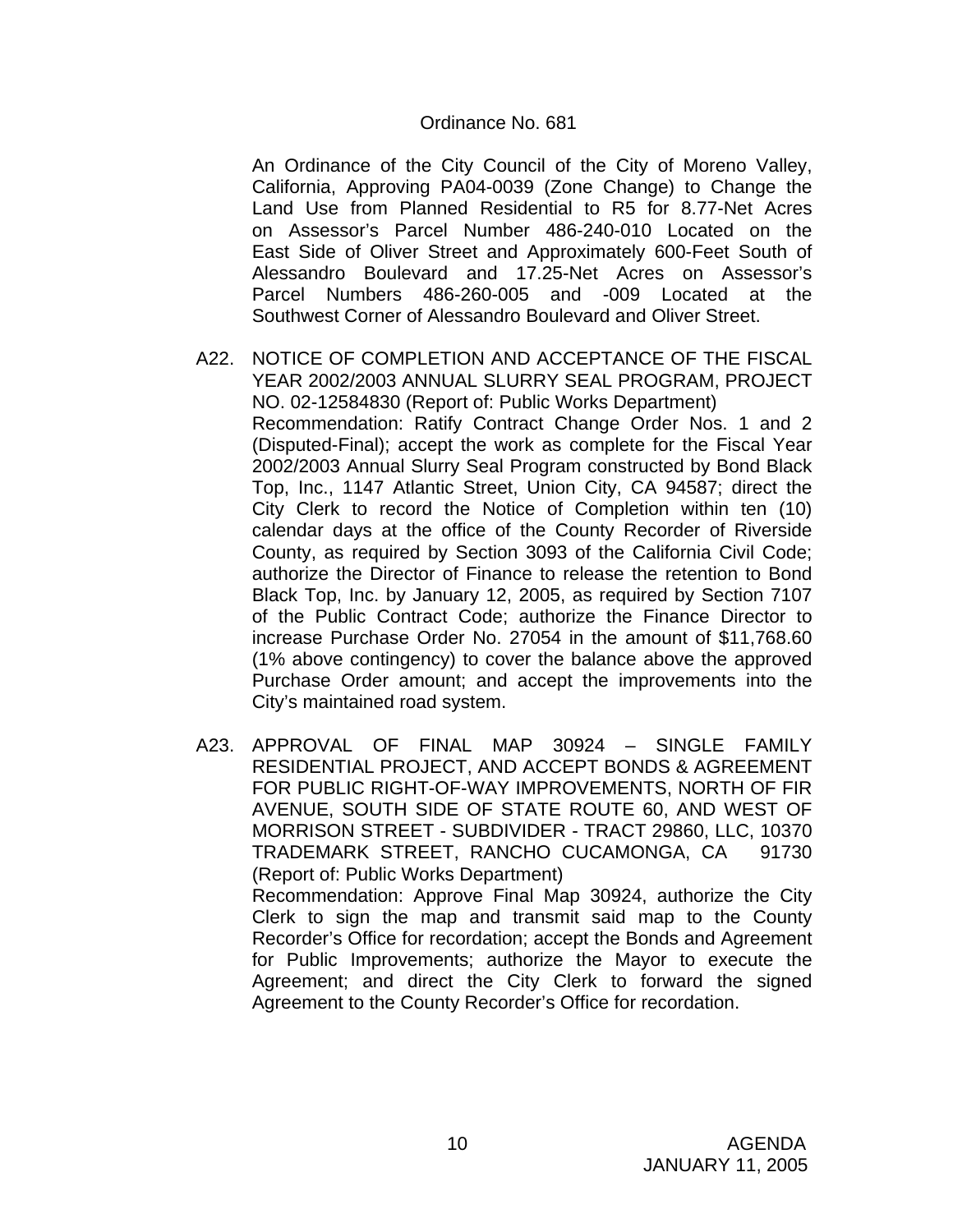Ordinance No. 681

An Ordinance of the City Council of the City of Moreno Valley, California, Approving PA04-0039 (Zone Change) to Change the Land Use from Planned Residential to R5 for 8.77-Net Acres on Assessor's Parcel Number 486-240-010 Located on the East Side of Oliver Street and Approximately 600-Feet South of Alessandro Boulevard and 17.25-Net Acres on Assessor's Parcel Numbers 486-260-005 and -009 Located at the Southwest Corner of Alessandro Boulevard and Oliver Street.

A22. NOTICE OF COMPLETION AND ACCEPTANCE OF THE FISCAL YEAR 2002/2003 ANNUAL SLURRY SEAL PROGRAM, PROJECT NO. 02-12584830 (Report of: Public Works Department)

Recommendation: Ratify Contract Change Order Nos. 1 and 2 (Disputed-Final); accept the work as complete for the Fiscal Year 2002/2003 Annual Slurry Seal Program constructed by Bond Black Top, Inc., 1147 Atlantic Street, Union City, CA 94587; direct the City Clerk to record the Notice of Completion within ten (10) calendar days at the office of the County Recorder of Riverside County, as required by Section 3093 of the California Civil Code; authorize the Director of Finance to release the retention to Bond Black Top, Inc. by January 12, 2005, as required by Section 7107 of the Public Contract Code; authorize the Finance Director to increase Purchase Order No. 27054 in the amount of $11,768.60 (1% above contingency) to cover the balance above the approved Purchase Order amount; and accept the improvements into the City's maintained road system.

A23. APPROVAL OF FINAL MAP 30924 – SINGLE FAMILY RESIDENTIAL PROJECT, AND ACCEPT BONDS & AGREEMENT FOR PUBLIC RIGHT-OF-WAY IMPROVEMENTS, NORTH OF FIR AVENUE, SOUTH SIDE OF STATE ROUTE 60, AND WEST OF MORRISON STREET - SUBDIVIDER - TRACT 29860, LLC, 10370 TRADEMARK STREET, RANCHO CUCAMONGA, CA 91730 (Report of: Public Works Department)

Recommendation: Approve Final Map 30924, authorize the City Clerk to sign the map and transmit said map to the County Recorder's Office for recordation; accept the Bonds and Agreement for Public Improvements; authorize the Mayor to execute the Agreement; and direct the City Clerk to forward the signed Agreement to the County Recorder's Office for recordation.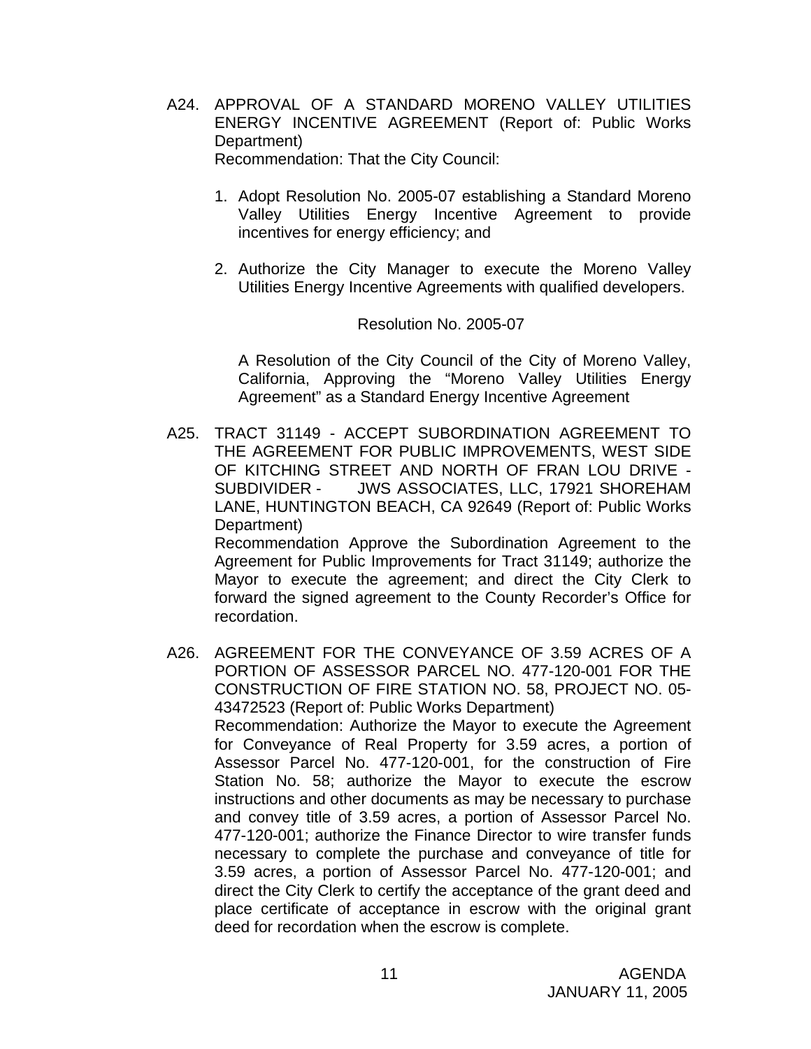A24. APPROVAL OF A STANDARD MORENO VALLEY UTILITIES ENERGY INCENTIVE AGREEMENT (Report of: Public Works Department)
Recommendation: That the City Council:

1. Adopt Resolution No. 2005-07 establishing a Standard Moreno Valley Utilities Energy Incentive Agreement to provide incentives for energy efficiency; and

2. Authorize the City Manager to execute the Moreno Valley Utilities Energy Incentive Agreements with qualified developers.

Resolution No. 2005-07

A Resolution of the City Council of the City of Moreno Valley, California, Approving the "Moreno Valley Utilities Energy Agreement" as a Standard Energy Incentive Agreement

A25. TRACT 31149 - ACCEPT SUBORDINATION AGREEMENT TO THE AGREEMENT FOR PUBLIC IMPROVEMENTS, WEST SIDE OF KITCHING STREET AND NORTH OF FRAN LOU DRIVE - SUBDIVIDER - JWS ASSOCIATES, LLC, 17921 SHOREHAM LANE, HUNTINGTON BEACH, CA 92649 (Report of: Public Works Department)
Recommendation Approve the Subordination Agreement to the Agreement for Public Improvements for Tract 31149; authorize the Mayor to execute the agreement; and direct the City Clerk to forward the signed agreement to the County Recorder's Office for recordation.

A26. AGREEMENT FOR THE CONVEYANCE OF 3.59 ACRES OF A PORTION OF ASSESSOR PARCEL NO. 477-120-001 FOR THE CONSTRUCTION OF FIRE STATION NO. 58, PROJECT NO. 05-43472523 (Report of: Public Works Department)
Recommendation: Authorize the Mayor to execute the Agreement for Conveyance of Real Property for 3.59 acres, a portion of Assessor Parcel No. 477-120-001, for the construction of Fire Station No. 58; authorize the Mayor to execute the escrow instructions and other documents as may be necessary to purchase and convey title of 3.59 acres, a portion of Assessor Parcel No. 477-120-001; authorize the Finance Director to wire transfer funds necessary to complete the purchase and conveyance of title for 3.59 acres, a portion of Assessor Parcel No. 477-120-001; and direct the City Clerk to certify the acceptance of the grant deed and place certificate of acceptance in escrow with the original grant deed for recordation when the escrow is complete.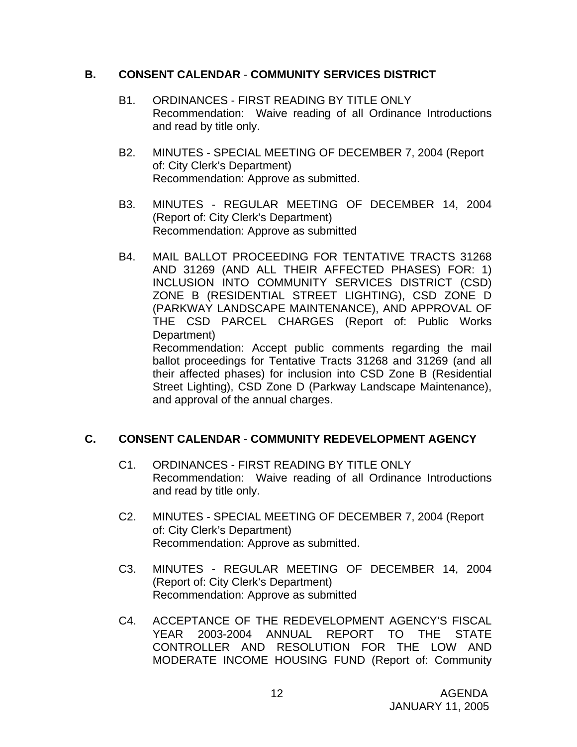## B. CONSENT CALENDAR - COMMUNITY SERVICES DISTRICT

B1. ORDINANCES - FIRST READING BY TITLE ONLY
Recommendation: Waive reading of all Ordinance Introductions and read by title only.

B2. MINUTES - SPECIAL MEETING OF DECEMBER 7, 2004 (Report of: City Clerk's Department)
Recommendation: Approve as submitted.

B3. MINUTES - REGULAR MEETING OF DECEMBER 14, 2004 (Report of: City Clerk's Department)
Recommendation: Approve as submitted

B4. MAIL BALLOT PROCEEDING FOR TENTATIVE TRACTS 31268 AND 31269 (AND ALL THEIR AFFECTED PHASES) FOR: 1) INCLUSION INTO COMMUNITY SERVICES DISTRICT (CSD) ZONE B (RESIDENTIAL STREET LIGHTING), CSD ZONE D (PARKWAY LANDSCAPE MAINTENANCE), AND APPROVAL OF THE CSD PARCEL CHARGES (Report of: Public Works Department)
Recommendation: Accept public comments regarding the mail ballot proceedings for Tentative Tracts 31268 and 31269 (and all their affected phases) for inclusion into CSD Zone B (Residential Street Lighting), CSD Zone D (Parkway Landscape Maintenance), and approval of the annual charges.

## C. CONSENT CALENDAR - COMMUNITY REDEVELOPMENT AGENCY

C1. ORDINANCES - FIRST READING BY TITLE ONLY
Recommendation: Waive reading of all Ordinance Introductions and read by title only.

C2. MINUTES - SPECIAL MEETING OF DECEMBER 7, 2004 (Report of: City Clerk's Department)
Recommendation: Approve as submitted.

C3. MINUTES - REGULAR MEETING OF DECEMBER 14, 2004 (Report of: City Clerk's Department)
Recommendation: Approve as submitted

C4. ACCEPTANCE OF THE REDEVELOPMENT AGENCY'S FISCAL YEAR 2003-2004 ANNUAL REPORT TO THE STATE CONTROLLER AND RESOLUTION FOR THE LOW AND MODERATE INCOME HOUSING FUND (Report of: Community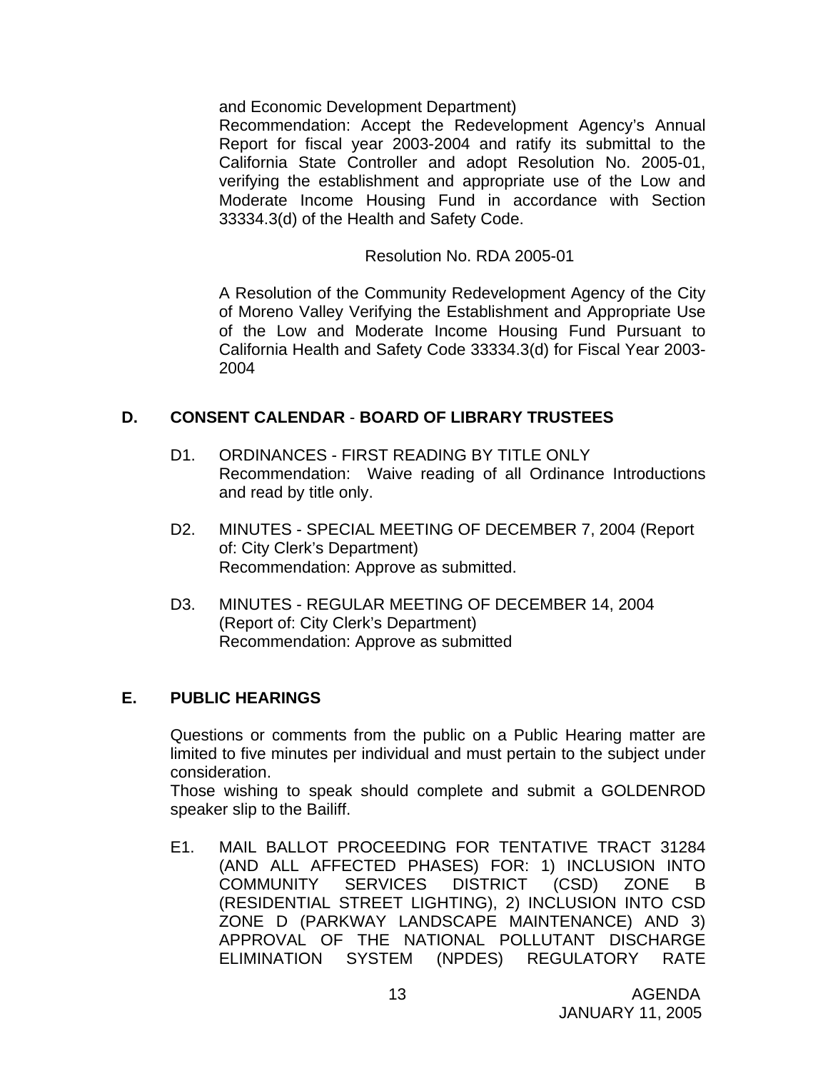and Economic Development Department)

Recommendation: Accept the Redevelopment Agency's Annual Report for fiscal year 2003-2004 and ratify its submittal to the California State Controller and adopt Resolution No. 2005-01, verifying the establishment and appropriate use of the Low and Moderate Income Housing Fund in accordance with Section 33334.3(d) of the Health and Safety Code.

Resolution No. RDA 2005-01

A Resolution of the Community Redevelopment Agency of the City of Moreno Valley Verifying the Establishment and Appropriate Use of the Low and Moderate Income Housing Fund Pursuant to California Health and Safety Code 33334.3(d) for Fiscal Year 2003-2004

## D. CONSENT CALENDAR - BOARD OF LIBRARY TRUSTEES

D1. ORDINANCES - FIRST READING BY TITLE ONLY
Recommendation: Waive reading of all Ordinance Introductions and read by title only.

D2. MINUTES - SPECIAL MEETING OF DECEMBER 7, 2004 (Report of: City Clerk's Department)
Recommendation: Approve as submitted.

D3. MINUTES - REGULAR MEETING OF DECEMBER 14, 2004 (Report of: City Clerk's Department)
Recommendation: Approve as submitted

## E. PUBLIC HEARINGS

Questions or comments from the public on a Public Hearing matter are limited to five minutes per individual and must pertain to the subject under consideration.

Those wishing to speak should complete and submit a GOLDENROD speaker slip to the Bailiff.

E1. MAIL BALLOT PROCEEDING FOR TENTATIVE TRACT 31284 (AND ALL AFFECTED PHASES) FOR: 1) INCLUSION INTO COMMUNITY SERVICES DISTRICT (CSD) ZONE B (RESIDENTIAL STREET LIGHTING), 2) INCLUSION INTO CSD ZONE D (PARKWAY LANDSCAPE MAINTENANCE) AND 3) APPROVAL OF THE NATIONAL POLLUTANT DISCHARGE ELIMINATION SYSTEM (NPDES) REGULATORY RATE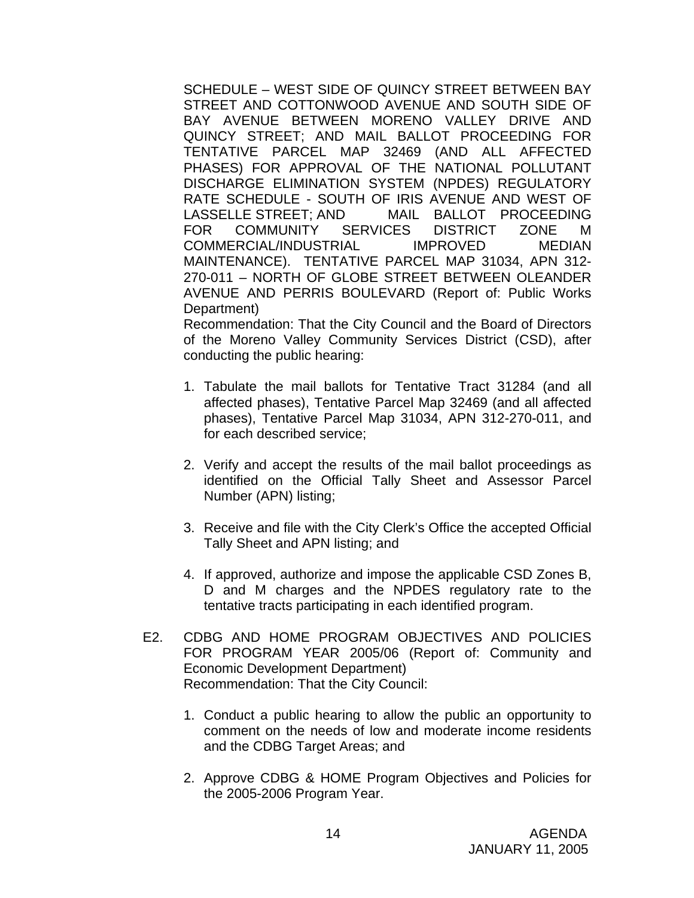SCHEDULE – WEST SIDE OF QUINCY STREET BETWEEN BAY STREET AND COTTONWOOD AVENUE AND SOUTH SIDE OF BAY AVENUE BETWEEN MORENO VALLEY DRIVE AND QUINCY STREET; AND MAIL BALLOT PROCEEDING FOR TENTATIVE PARCEL MAP 32469 (AND ALL AFFECTED PHASES) FOR APPROVAL OF THE NATIONAL POLLUTANT DISCHARGE ELIMINATION SYSTEM (NPDES) REGULATORY RATE SCHEDULE - SOUTH OF IRIS AVENUE AND WEST OF LASSELLE STREET; AND MAIL BALLOT PROCEEDING FOR COMMUNITY SERVICES DISTRICT ZONE M COMMERCIAL/INDUSTRIAL IMPROVED MEDIAN MAINTENANCE). TENTATIVE PARCEL MAP 31034, APN 312-270-011 – NORTH OF GLOBE STREET BETWEEN OLEANDER AVENUE AND PERRIS BOULEVARD (Report of: Public Works Department)

Recommendation: That the City Council and the Board of Directors of the Moreno Valley Community Services District (CSD), after conducting the public hearing:

1. Tabulate the mail ballots for Tentative Tract 31284 (and all affected phases), Tentative Parcel Map 32469 (and all affected phases), Tentative Parcel Map 31034, APN 312-270-011, and for each described service;

2. Verify and accept the results of the mail ballot proceedings as identified on the Official Tally Sheet and Assessor Parcel Number (APN) listing;

3. Receive and file with the City Clerk's Office the accepted Official Tally Sheet and APN listing; and

4. If approved, authorize and impose the applicable CSD Zones B, D and M charges and the NPDES regulatory rate to the tentative tracts participating in each identified program.

E2. CDBG AND HOME PROGRAM OBJECTIVES AND POLICIES FOR PROGRAM YEAR 2005/06 (Report of: Community and Economic Development Department)

Recommendation: That the City Council:

1. Conduct a public hearing to allow the public an opportunity to comment on the needs of low and moderate income residents and the CDBG Target Areas; and

2. Approve CDBG & HOME Program Objectives and Policies for the 2005-2006 Program Year.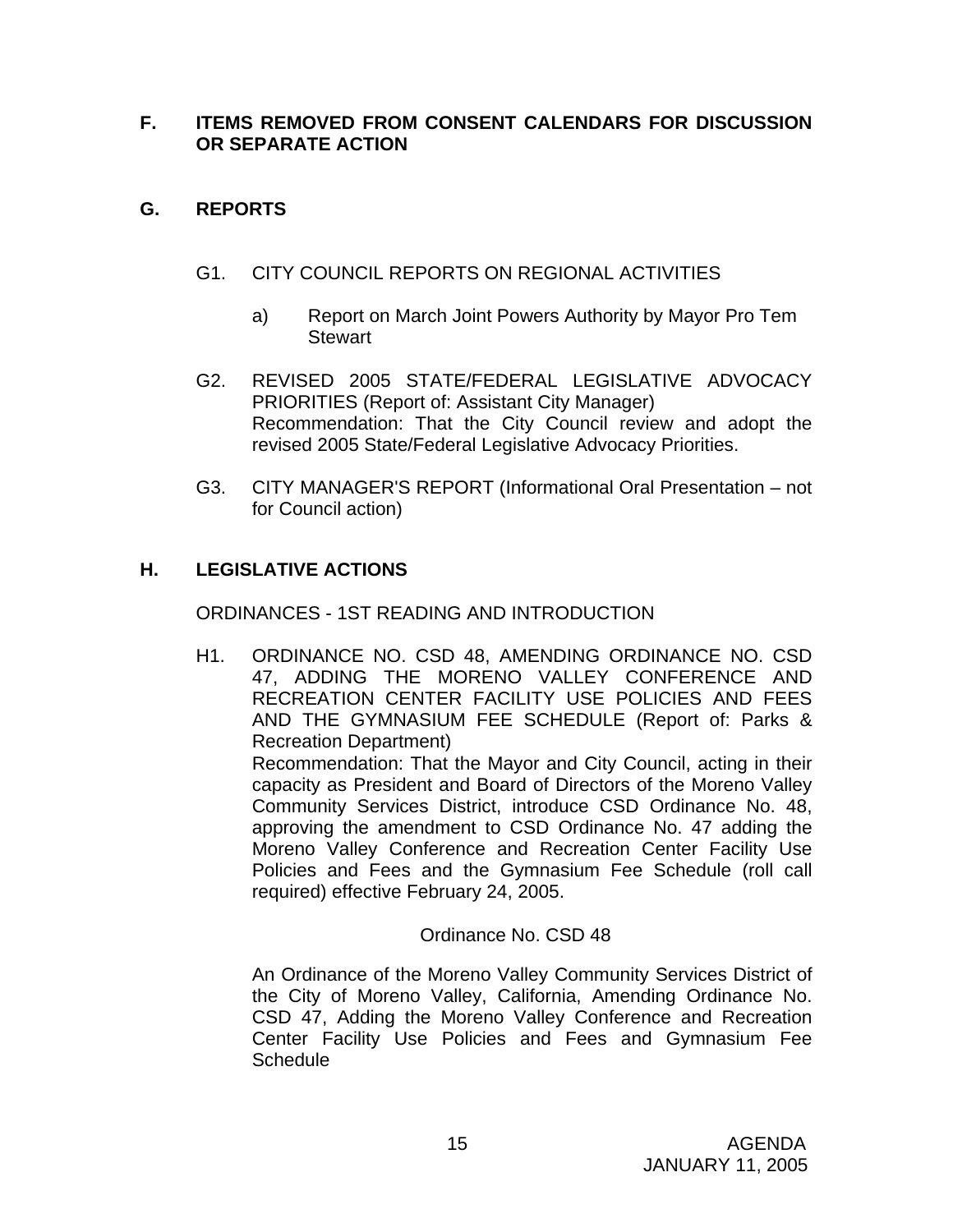## F. ITEMS REMOVED FROM CONSENT CALENDARS FOR DISCUSSION OR SEPARATE ACTION

## G. REPORTS

G1. CITY COUNCIL REPORTS ON REGIONAL ACTIVITIES

a) Report on March Joint Powers Authority by Mayor Pro Tem Stewart

G2. REVISED 2005 STATE/FEDERAL LEGISLATIVE ADVOCACY PRIORITIES (Report of: Assistant City Manager)
Recommendation: That the City Council review and adopt the revised 2005 State/Federal Legislative Advocacy Priorities.

G3. CITY MANAGER'S REPORT (Informational Oral Presentation – not for Council action)

## H. LEGISLATIVE ACTIONS

ORDINANCES - 1ST READING AND INTRODUCTION

H1. ORDINANCE NO. CSD 48, AMENDING ORDINANCE NO. CSD 47, ADDING THE MORENO VALLEY CONFERENCE AND RECREATION CENTER FACILITY USE POLICIES AND FEES AND THE GYMNASIUM FEE SCHEDULE (Report of: Parks & Recreation Department)
Recommendation: That the Mayor and City Council, acting in their capacity as President and Board of Directors of the Moreno Valley Community Services District, introduce CSD Ordinance No. 48, approving the amendment to CSD Ordinance No. 47 adding the Moreno Valley Conference and Recreation Center Facility Use Policies and Fees and the Gymnasium Fee Schedule (roll call required) effective February 24, 2005.

Ordinance No. CSD 48

An Ordinance of the Moreno Valley Community Services District of the City of Moreno Valley, California, Amending Ordinance No. CSD 47, Adding the Moreno Valley Conference and Recreation Center Facility Use Policies and Fees and Gymnasium Fee Schedule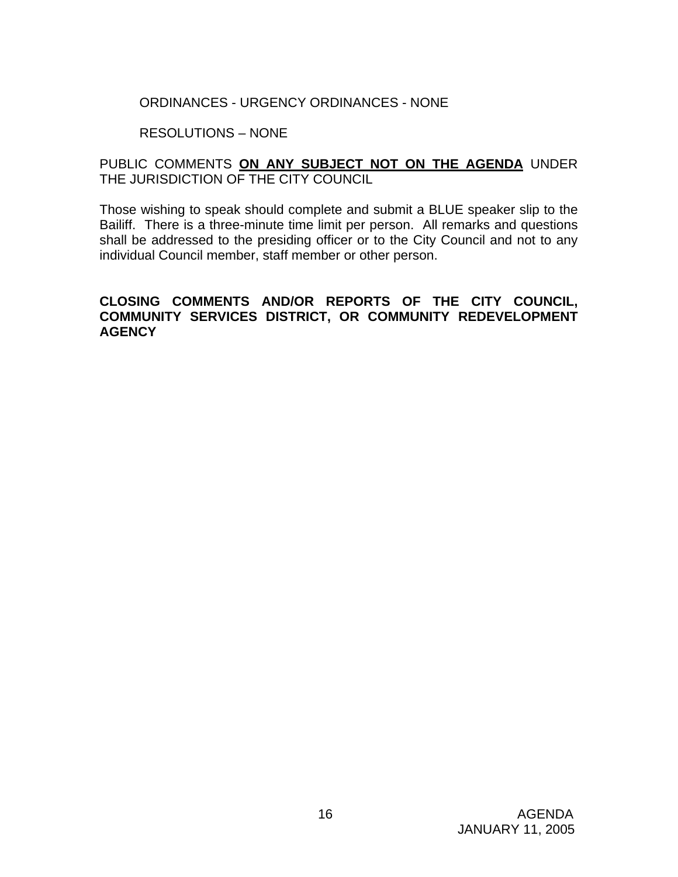ORDINANCES - URGENCY ORDINANCES - NONE

RESOLUTIONS – NONE

PUBLIC COMMENTS **ON ANY SUBJECT NOT ON THE AGENDA** UNDER THE JURISDICTION OF THE CITY COUNCIL

Those wishing to speak should complete and submit a BLUE speaker slip to the Bailiff. There is a three-minute time limit per person. All remarks and questions shall be addressed to the presiding officer or to the City Council and not to any individual Council member, staff member or other person.

**CLOSING COMMENTS AND/OR REPORTS OF THE CITY COUNCIL, COMMUNITY SERVICES DISTRICT, OR COMMUNITY REDEVELOPMENT AGENCY**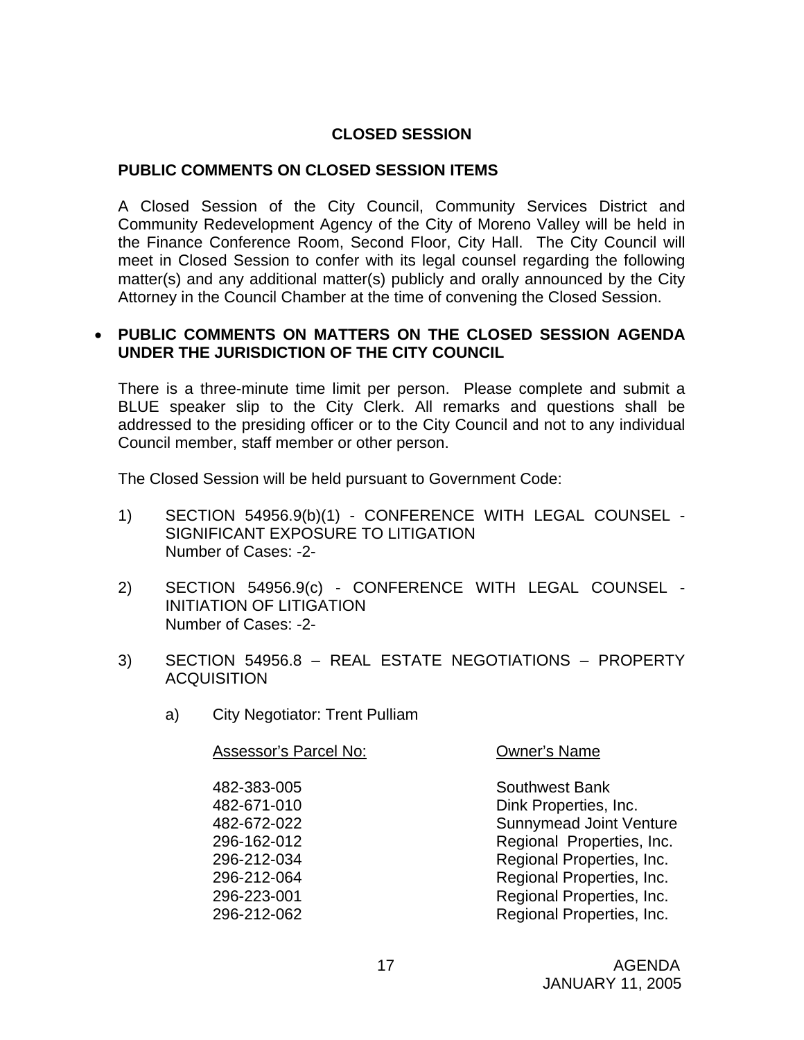## CLOSED SESSION

### PUBLIC COMMENTS ON CLOSED SESSION ITEMS

A Closed Session of the City Council, Community Services District and Community Redevelopment Agency of the City of Moreno Valley will be held in the Finance Conference Room, Second Floor, City Hall. The City Council will meet in Closed Session to confer with its legal counsel regarding the following matter(s) and any additional matter(s) publicly and orally announced by the City Attorney in the Council Chamber at the time of convening the Closed Session.

- **PUBLIC COMMENTS ON MATTERS ON THE CLOSED SESSION AGENDA UNDER THE JURISDICTION OF THE CITY COUNCIL**

There is a three-minute time limit per person. Please complete and submit a BLUE speaker slip to the City Clerk. All remarks and questions shall be addressed to the presiding officer or to the City Council and not to any individual Council member, staff member or other person.

The Closed Session will be held pursuant to Government Code:

1) SECTION 54956.9(b)(1) - CONFERENCE WITH LEGAL COUNSEL - SIGNIFICANT EXPOSURE TO LITIGATION
   Number of Cases: -2-

2) SECTION 54956.9(c) - CONFERENCE WITH LEGAL COUNSEL - INITIATION OF LITIGATION
   Number of Cases: -2-

3) SECTION 54956.8 – REAL ESTATE NEGOTIATIONS – PROPERTY ACQUISITION

   a) City Negotiator: Trent Pulliam

| Assessor's Parcel No: | Owner's Name |
|---|---|
| 482-383-005 | Southwest Bank |
| 482-671-010 | Dink Properties, Inc. |
| 482-672-022 | Sunnymead Joint Venture |
| 296-162-012 | Regional Properties, Inc. |
| 296-212-034 | Regional Properties, Inc. |
| 296-212-064 | Regional Properties, Inc. |
| 296-223-001 | Regional Properties, Inc. |
| 296-212-062 | Regional Properties, Inc. |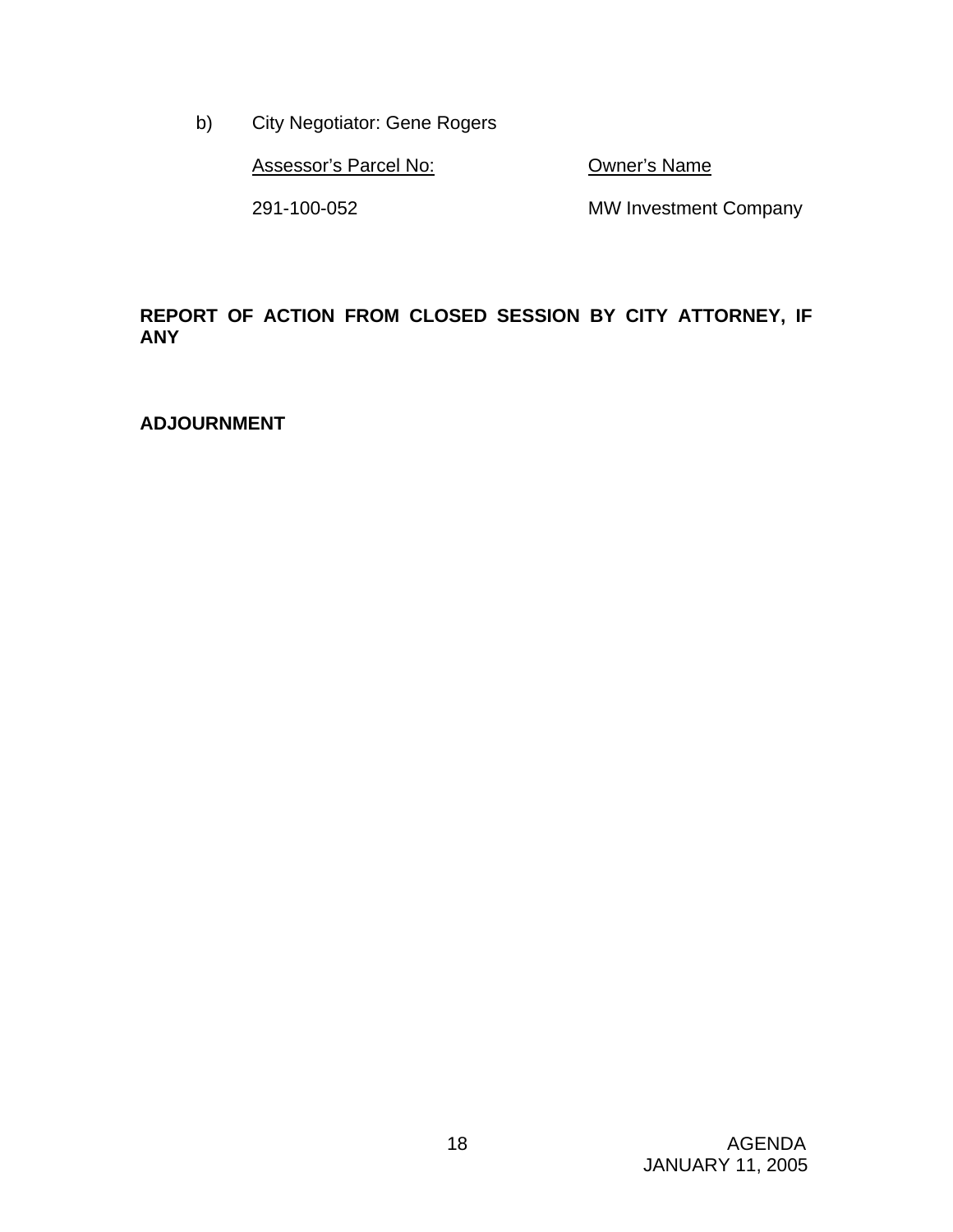b) City Negotiator: Gene Rogers

| Assessor's Parcel No: | Owner's Name |
|---|---|
| 291-100-052 | MW Investment Company |

**REPORT OF ACTION FROM CLOSED SESSION BY CITY ATTORNEY, IF ANY**

**ADJOURNMENT**